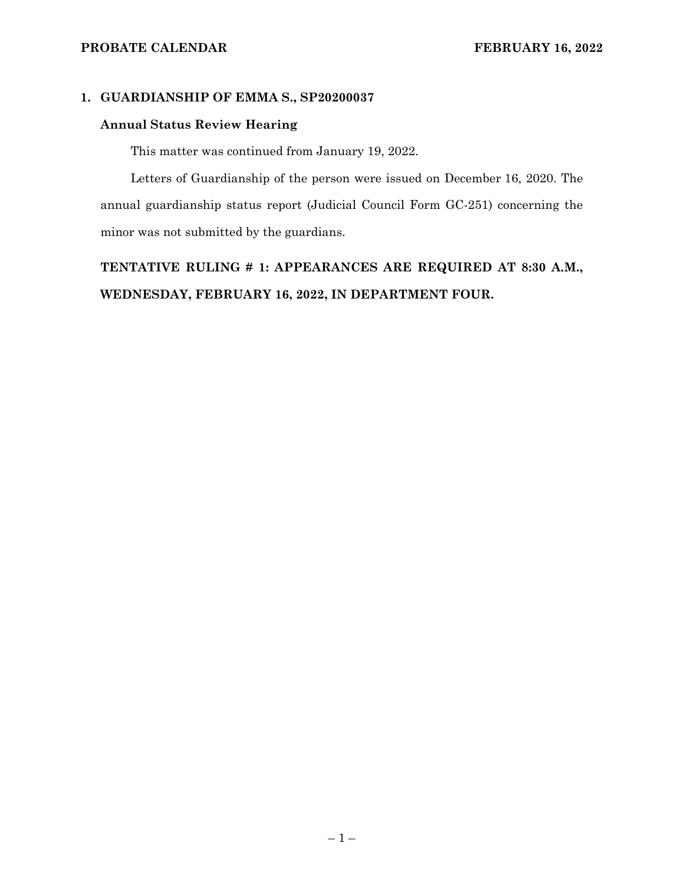## 1. GUARDIANSHIP OF EMMA S., SP20200037

### Annual Status Review Hearing

This matter was continued from January 19, 2022.

Letters of Guardianship of the person were issued on December 16, 2020. The annual guardianship status report (Judicial Council Form GC-251) concerning the minor was not submitted by the guardians.

**TENTATIVE RULING # 1: APPEARANCES ARE REQUIRED AT 8:30 A.M., WEDNESDAY, FEBRUARY 16, 2022, IN DEPARTMENT FOUR.**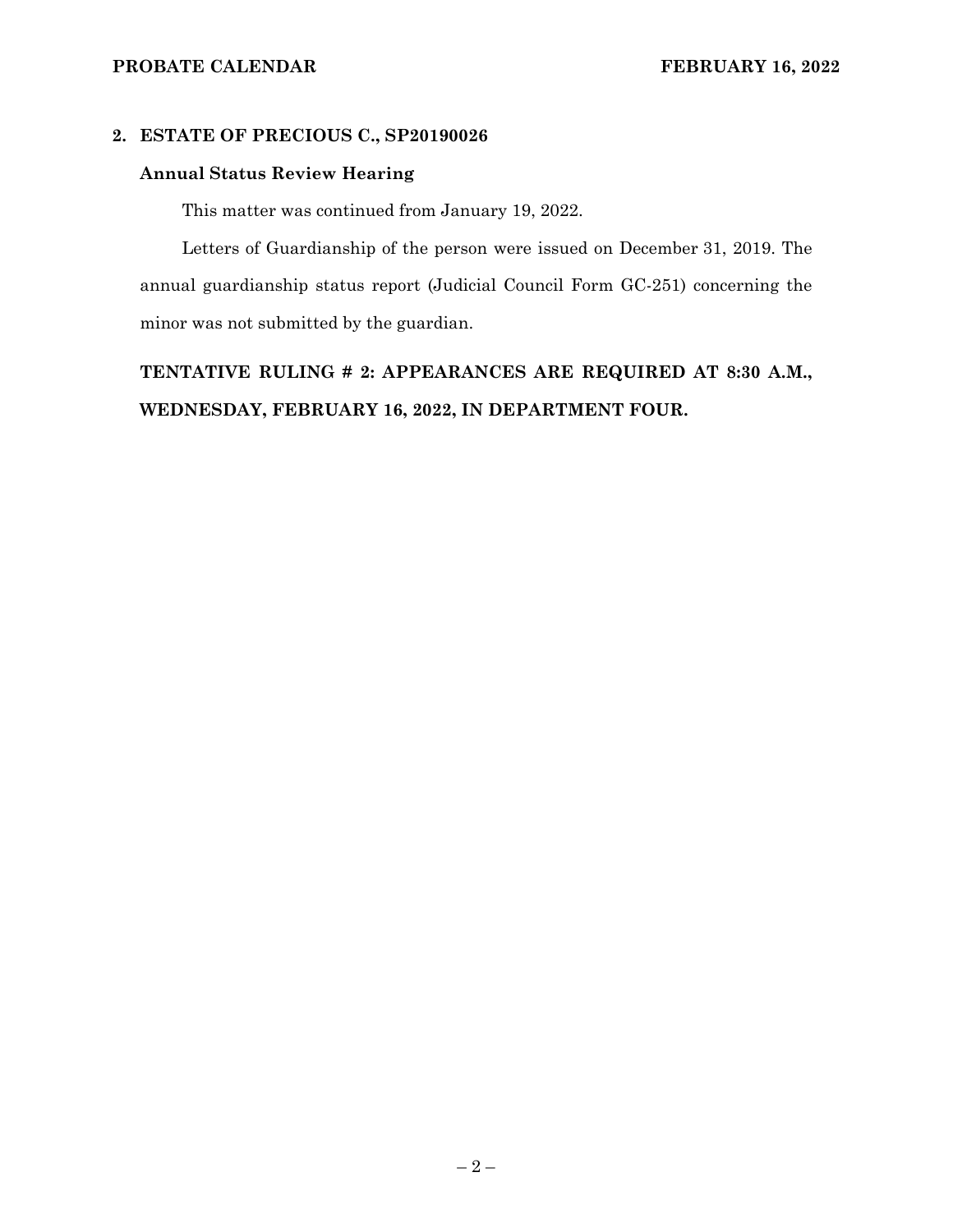## 2. ESTATE OF PRECIOUS C., SP20190026

### Annual Status Review Hearing

This matter was continued from January 19, 2022.

Letters of Guardianship of the person were issued on December 31, 2019. The annual guardianship status report (Judicial Council Form GC-251) concerning the minor was not submitted by the guardian.

**TENTATIVE RULING # 2: APPEARANCES ARE REQUIRED AT 8:30 A.M., WEDNESDAY, FEBRUARY 16, 2022, IN DEPARTMENT FOUR.**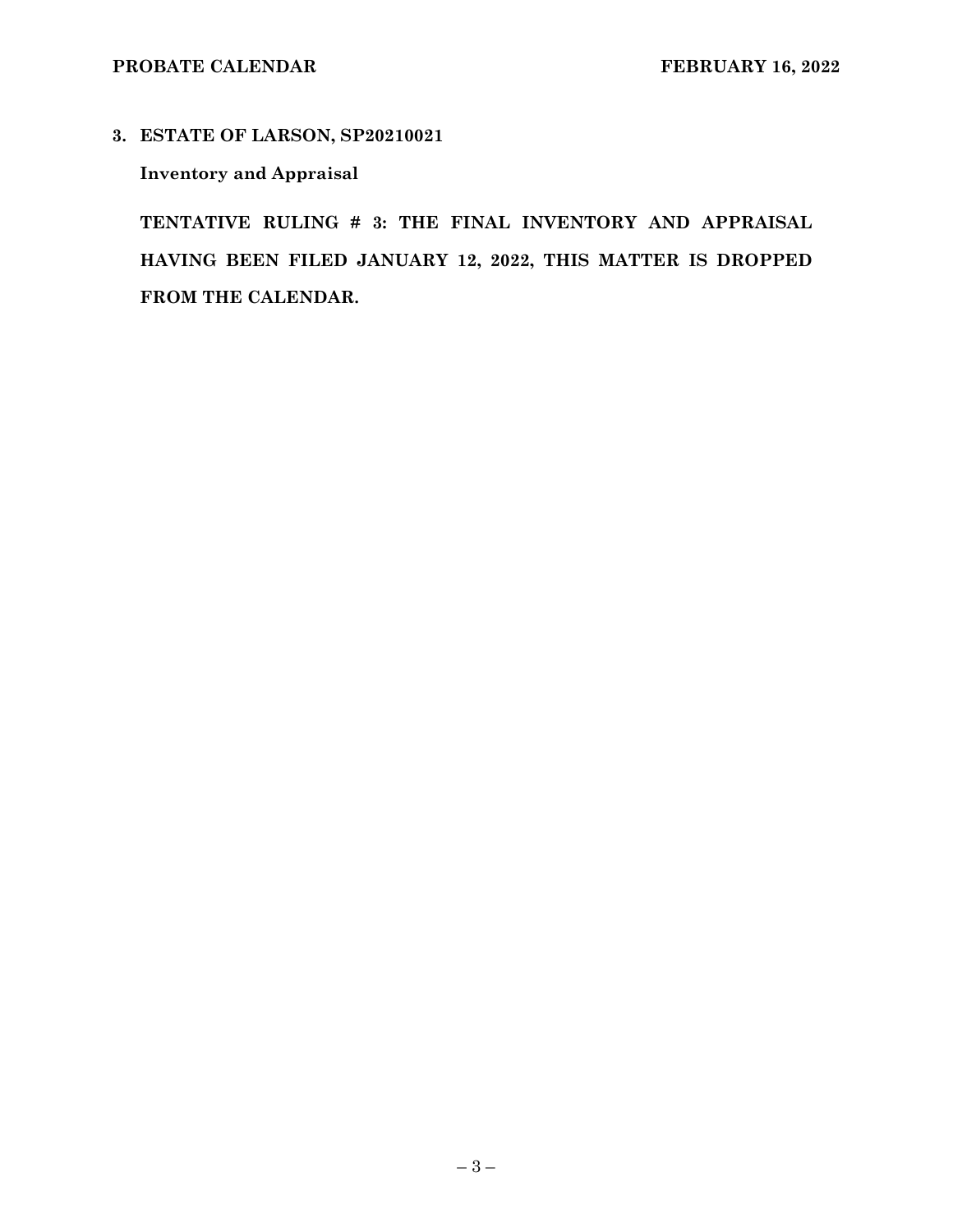**3. ESTATE OF LARSON, SP20210021**

**Inventory and Appraisal**

**TENTATIVE RULING # 3: THE FINAL INVENTORY AND APPRAISAL HAVING BEEN FILED JANUARY 12, 2022, THIS MATTER IS DROPPED FROM THE CALENDAR.**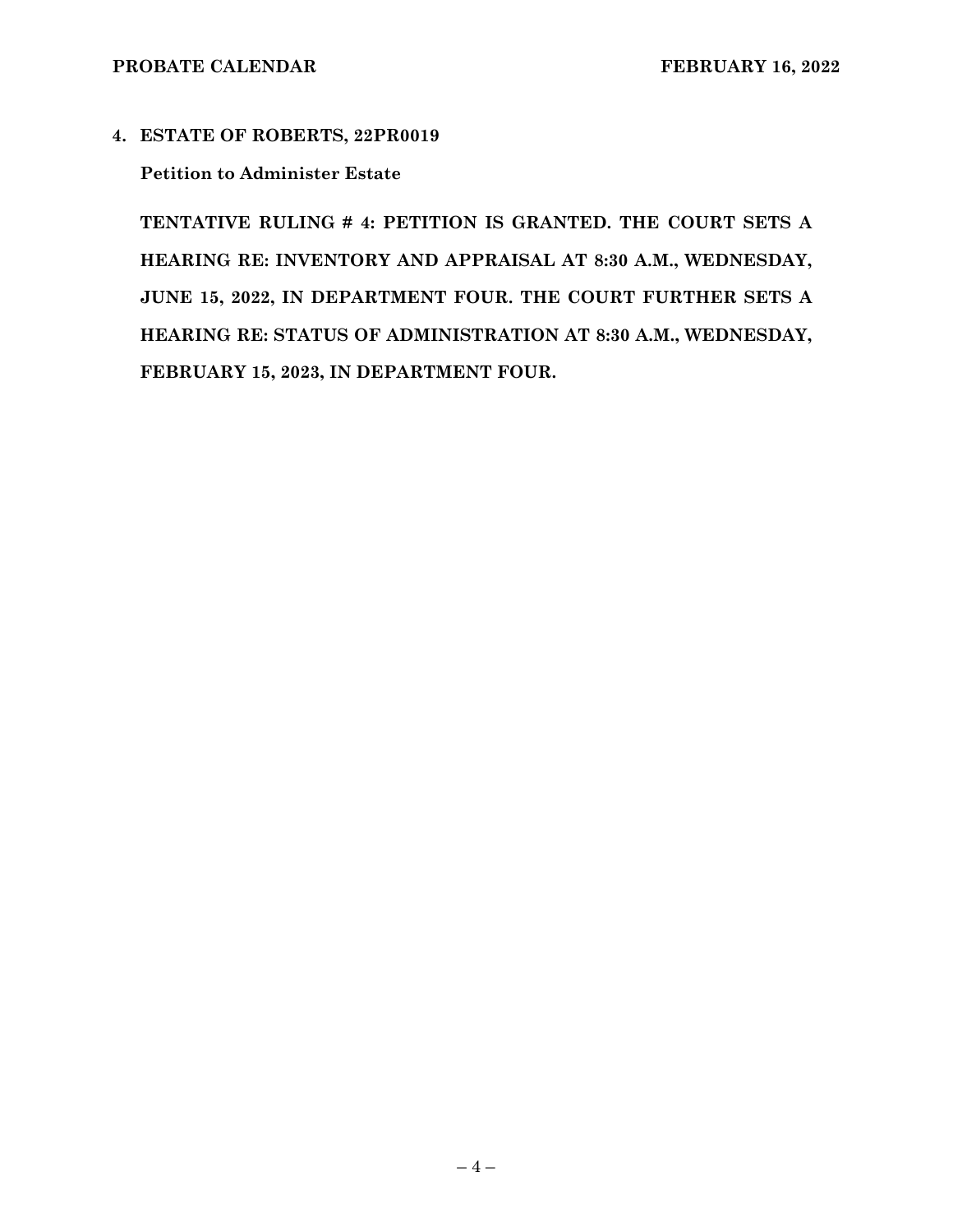**4. ESTATE OF ROBERTS, 22PR0019**

**Petition to Administer Estate**

**TENTATIVE RULING # 4: PETITION IS GRANTED. THE COURT SETS A HEARING RE: INVENTORY AND APPRAISAL AT 8:30 A.M., WEDNESDAY, JUNE 15, 2022, IN DEPARTMENT FOUR. THE COURT FURTHER SETS A HEARING RE: STATUS OF ADMINISTRATION AT 8:30 A.M., WEDNESDAY, FEBRUARY 15, 2023, IN DEPARTMENT FOUR.**